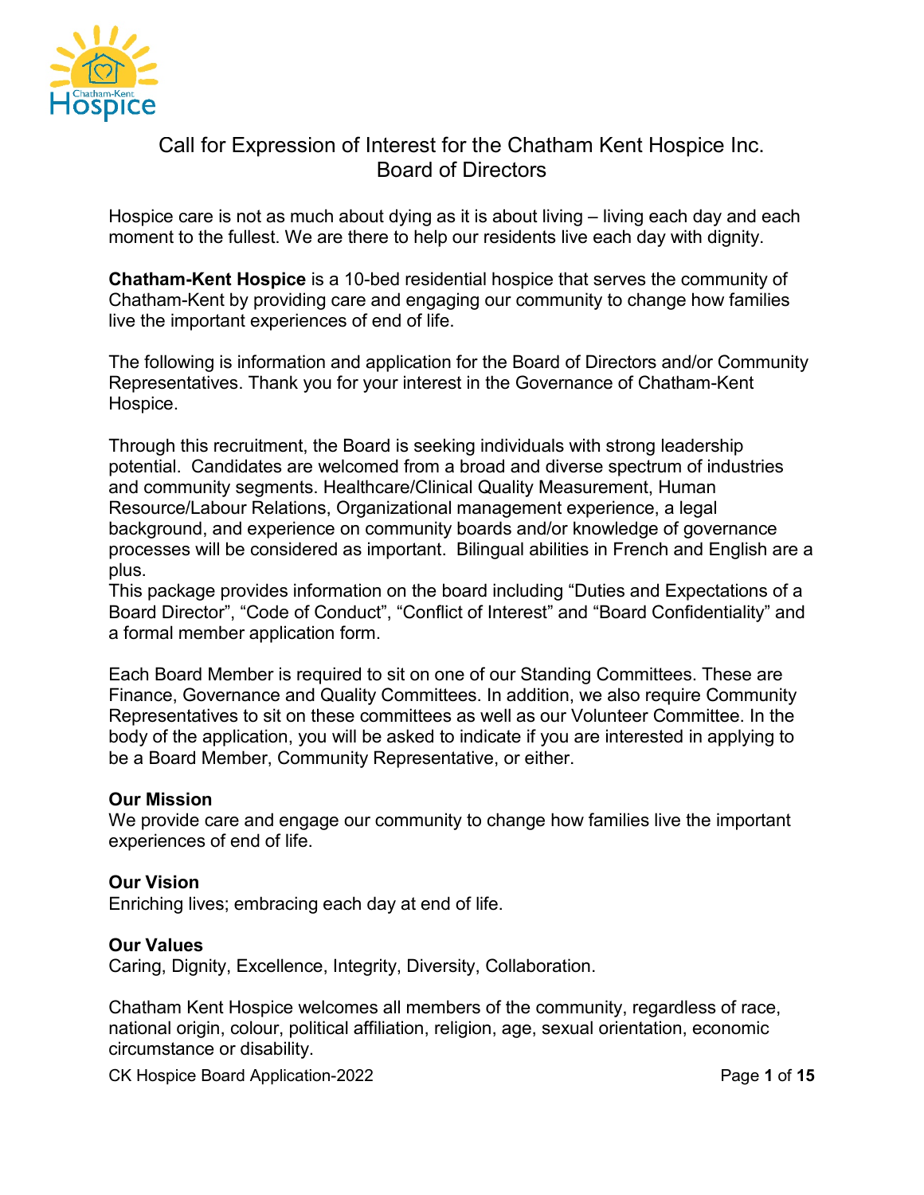# Call for Expression of Interest for the Chatham Kent Hospice Inc. Board of Directors

Hospice care is not as much about dying as it is about living – living each day and each moment to the fullest. We are there to help our residents live each day with dignity.

**Chatham-Kent Hospice** is a 10-bed residential hospice that serves the community of Chatham-Kent by providing care and engaging our community to change how families live the important experiences of end of life.

The following is information and application for the Board of Directors and/or Community Representatives. Thank you for your interest in the Governance of Chatham-Kent Hospice.

Through this recruitment, the Board is seeking individuals with strong leadership potential. Candidates are welcomed from a broad and diverse spectrum of industries and community segments. Healthcare/Clinical Quality Measurement, Human Resource/Labour Relations, Organizational management experience, a legal background, and experience on community boards and/or knowledge of governance processes will be considered as important. Bilingual abilities in French and English are a plus.

This package provides information on the board including "Duties and Expectations of a Board Director", "Code of Conduct", "Conflict of Interest" and "Board Confidentiality" and a formal member application form.

Each Board Member is required to sit on one of our Standing Committees. These are Finance, Governance and Quality Committees. In addition, we also require Community Representatives to sit on these committees as well as our Volunteer Committee. In the body of the application, you will be asked to indicate if you are interested in applying to be a Board Member, Community Representative, or either.

**Our Mission**
We provide care and engage our community to change how families live the important experiences of end of life.

**Our Vision**
Enriching lives; embracing each day at end of life.

**Our Values**
Caring, Dignity, Excellence, Integrity, Diversity, Collaboration.

Chatham Kent Hospice welcomes all members of the community, regardless of race, national origin, colour, political affiliation, religion, age, sexual orientation, economic circumstance or disability.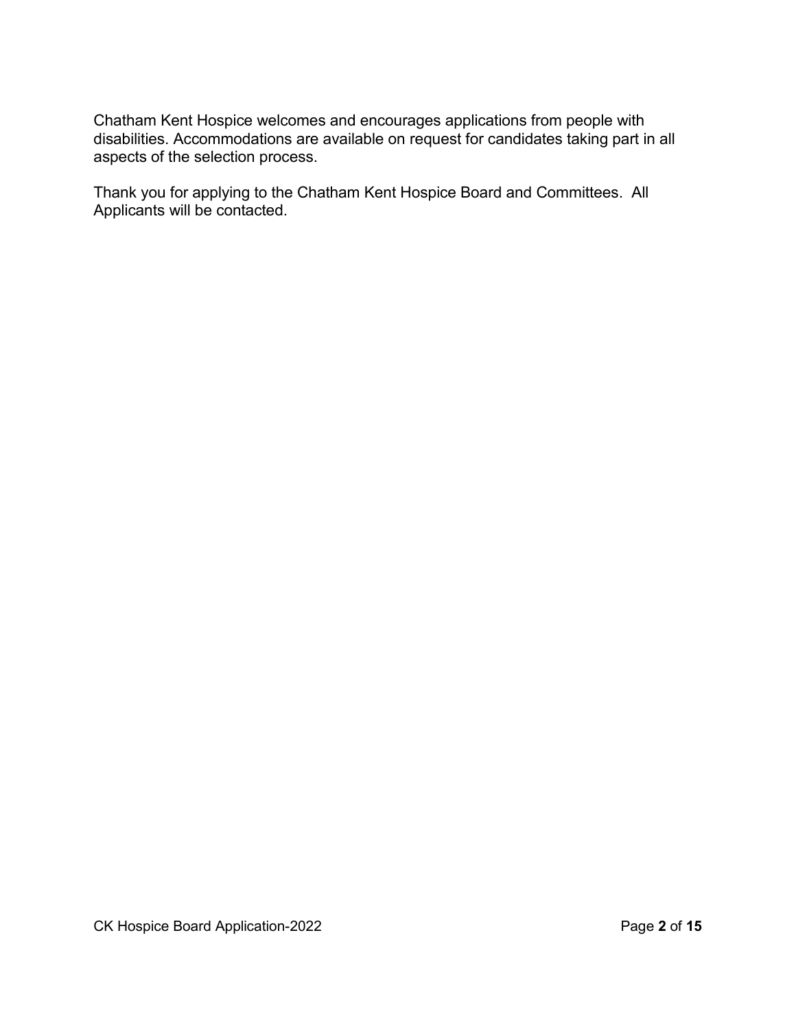Chatham Kent Hospice welcomes and encourages applications from people with disabilities. Accommodations are available on request for candidates taking part in all aspects of the selection process.

Thank you for applying to the Chatham Kent Hospice Board and Committees. All Applicants will be contacted.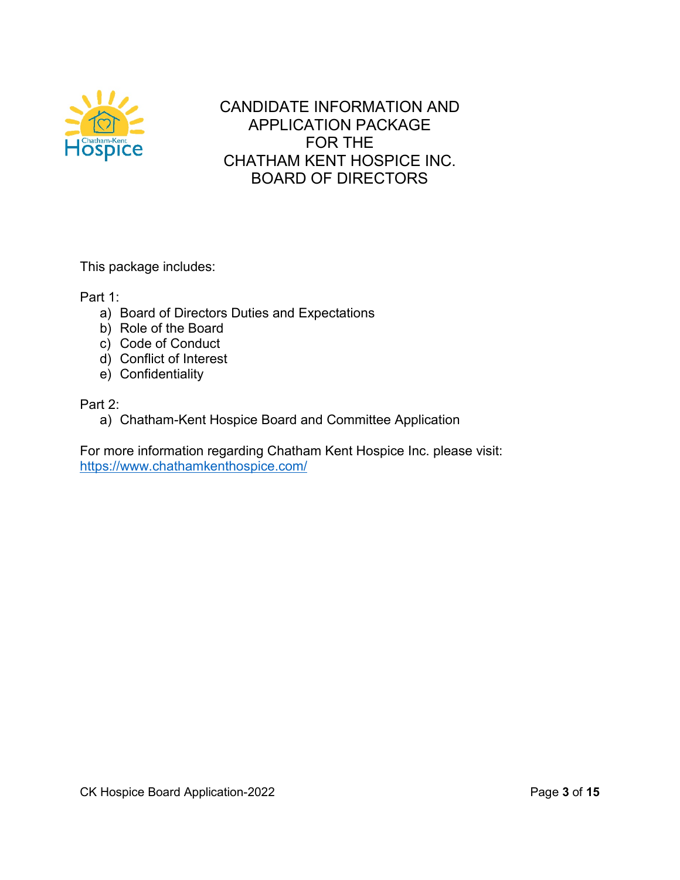# CANDIDATE INFORMATION AND APPLICATION PACKAGE FOR THE CHATHAM KENT HOSPICE INC. BOARD OF DIRECTORS

This package includes:

Part 1:

a) Board of Directors Duties and Expectations
b) Role of the Board
c) Code of Conduct
d) Conflict of Interest
e) Confidentiality

Part 2:

a) Chatham-Kent Hospice Board and Committee Application

For more information regarding Chatham Kent Hospice Inc. please visit:
https://www.chathamkenthospice.com/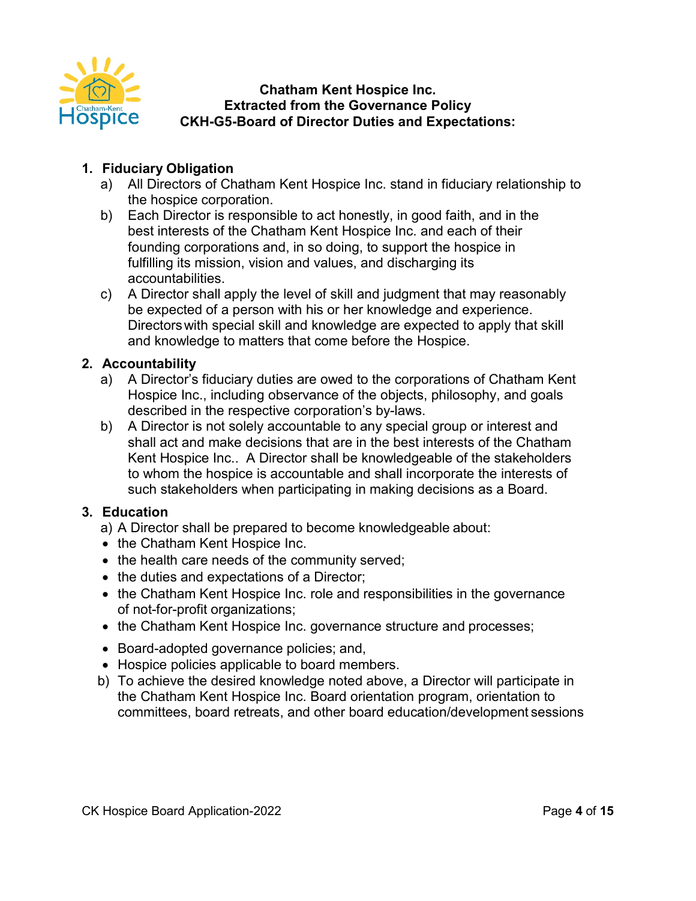**Chatham Kent Hospice Inc.**
**Extracted from the Governance Policy**
**CKH-G5-Board of Director Duties and Expectations:**

1. **Fiduciary Obligation**
   a) All Directors of Chatham Kent Hospice Inc. stand in fiduciary relationship to the hospice corporation.
   b) Each Director is responsible to act honestly, in good faith, and in the best interests of the Chatham Kent Hospice Inc. and each of their founding corporations and, in so doing, to support the hospice in fulfilling its mission, vision and values, and discharging its accountabilities.
   c) A Director shall apply the level of skill and judgment that may reasonably be expected of a person with his or her knowledge and experience. Directors with special skill and knowledge are expected to apply that skill and knowledge to matters that come before the Hospice.

2. **Accountability**
   a) A Director's fiduciary duties are owed to the corporations of Chatham Kent Hospice Inc., including observance of the objects, philosophy, and goals described in the respective corporation's by-laws.
   b) A Director is not solely accountable to any special group or interest and shall act and make decisions that are in the best interests of the Chatham Kent Hospice Inc.. A Director shall be knowledgeable of the stakeholders to whom the hospice is accountable and shall incorporate the interests of such stakeholders when participating in making decisions as a Board.

3. **Education**
   a) A Director shall be prepared to become knowledgeable about:
   - the Chatham Kent Hospice Inc.
   - the health care needs of the community served;
   - the duties and expectations of a Director;
   - the Chatham Kent Hospice Inc. role and responsibilities in the governance of not-for-profit organizations;
   - the Chatham Kent Hospice Inc. governance structure and processes;
   - Board-adopted governance policies; and,
   - Hospice policies applicable to board members.

   b) To achieve the desired knowledge noted above, a Director will participate in the Chatham Kent Hospice Inc. Board orientation program, orientation to committees, board retreats, and other board education/development sessions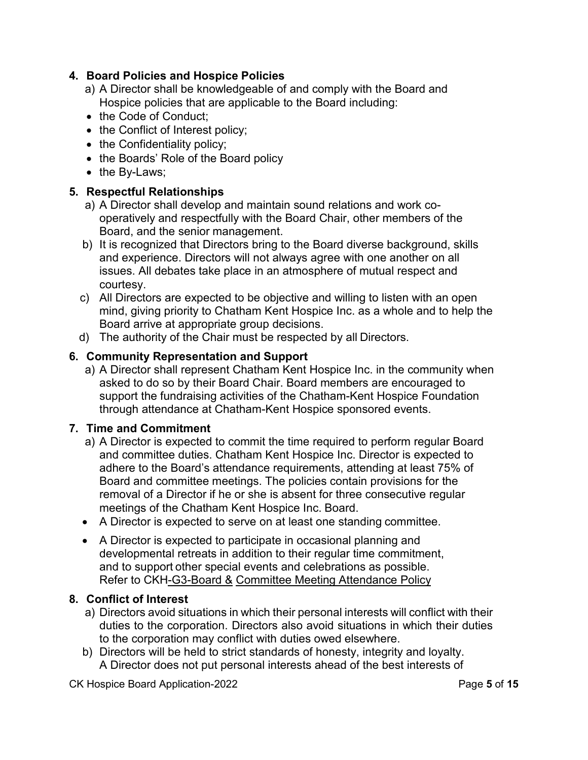## 4. Board Policies and Hospice Policies

a) A Director shall be knowledgeable of and comply with the Board and Hospice policies that are applicable to the Board including:

- the Code of Conduct;
- the Conflict of Interest policy;
- the Confidentiality policy;
- the Boards' Role of the Board policy
- the By-Laws;

## 5. Respectful Relationships

a) A Director shall develop and maintain sound relations and work co-operatively and respectfully with the Board Chair, other members of the Board, and the senior management.

b) It is recognized that Directors bring to the Board diverse background, skills and experience. Directors will not always agree with one another on all issues. All debates take place in an atmosphere of mutual respect and courtesy.

c) All Directors are expected to be objective and willing to listen with an open mind, giving priority to Chatham Kent Hospice Inc. as a whole and to help the Board arrive at appropriate group decisions.

d) The authority of the Chair must be respected by all Directors.

## 6. Community Representation and Support

a) A Director shall represent Chatham Kent Hospice Inc. in the community when asked to do so by their Board Chair. Board members are encouraged to support the fundraising activities of the Chatham-Kent Hospice Foundation through attendance at Chatham-Kent Hospice sponsored events.

## 7. Time and Commitment

a) A Director is expected to commit the time required to perform regular Board and committee duties. Chatham Kent Hospice Inc. Director is expected to adhere to the Board's attendance requirements, attending at least 75% of Board and committee meetings. The policies contain provisions for the removal of a Director if he or she is absent for three consecutive regular meetings of the Chatham Kent Hospice Inc. Board.

- A Director is expected to serve on at least one standing committee.
- A Director is expected to participate in occasional planning and developmental retreats in addition to their regular time commitment, and to support other special events and celebrations as possible. Refer to CKH-G3-Board & Committee Meeting Attendance Policy

## 8. Conflict of Interest

a) Directors avoid situations in which their personal interests will conflict with their duties to the corporation. Directors also avoid situations in which their duties to the corporation may conflict with duties owed elsewhere.

b) Directors will be held to strict standards of honesty, integrity and loyalty. A Director does not put personal interests ahead of the best interests of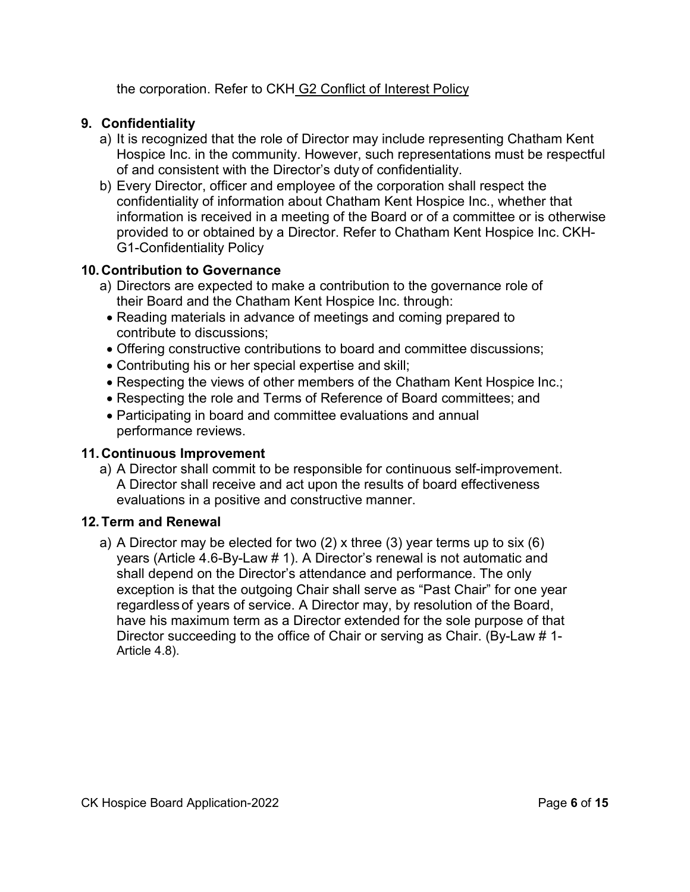the corporation. Refer to CKH G2 Conflict of Interest Policy

### 9. Confidentiality

a) It is recognized that the role of Director may include representing Chatham Kent Hospice Inc. in the community. However, such representations must be respectful of and consistent with the Director's duty of confidentiality.

b) Every Director, officer and employee of the corporation shall respect the confidentiality of information about Chatham Kent Hospice Inc., whether that information is received in a meeting of the Board or of a committee or is otherwise provided to or obtained by a Director. Refer to Chatham Kent Hospice Inc. CKH-G1-Confidentiality Policy

### 10. Contribution to Governance

a) Directors are expected to make a contribution to the governance role of their Board and the Chatham Kent Hospice Inc. through:

- Reading materials in advance of meetings and coming prepared to contribute to discussions;
- Offering constructive contributions to board and committee discussions;
- Contributing his or her special expertise and skill;
- Respecting the views of other members of the Chatham Kent Hospice Inc.;
- Respecting the role and Terms of Reference of Board committees; and
- Participating in board and committee evaluations and annual performance reviews.

### 11. Continuous Improvement

a) A Director shall commit to be responsible for continuous self-improvement. A Director shall receive and act upon the results of board effectiveness evaluations in a positive and constructive manner.

### 12. Term and Renewal

a) A Director may be elected for two (2) x three (3) year terms up to six (6) years (Article 4.6-By-Law # 1). A Director's renewal is not automatic and shall depend on the Director's attendance and performance. The only exception is that the outgoing Chair shall serve as "Past Chair" for one year regardless of years of service. A Director may, by resolution of the Board, have his maximum term as a Director extended for the sole purpose of that Director succeeding to the office of Chair or serving as Chair. (By-Law # 1-Article 4.8).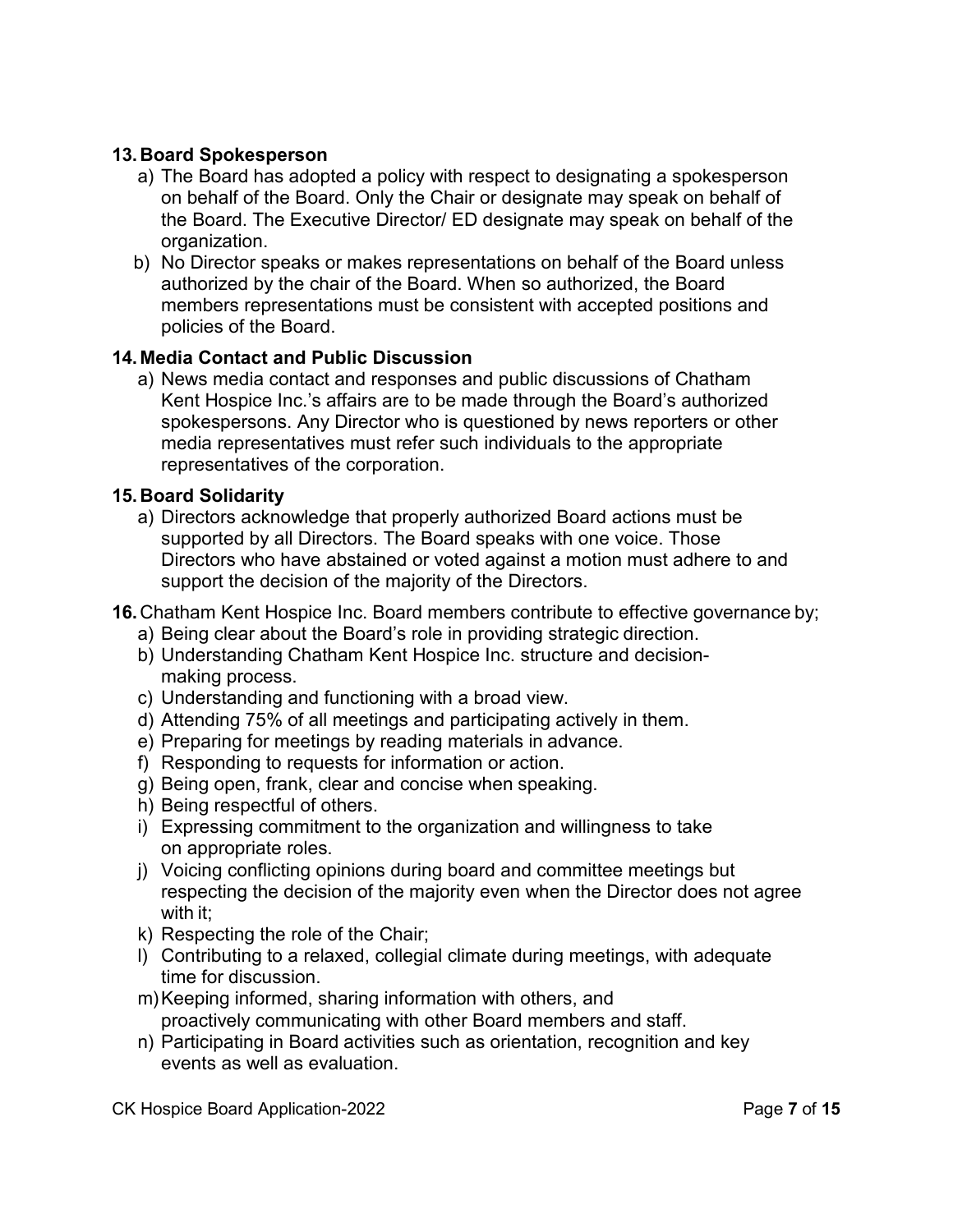**13. Board Spokesperson**

a) The Board has adopted a policy with respect to designating a spokesperson on behalf of the Board. Only the Chair or designate may speak on behalf of the Board. The Executive Director/ ED designate may speak on behalf of the organization.

b) No Director speaks or makes representations on behalf of the Board unless authorized by the chair of the Board. When so authorized, the Board members representations must be consistent with accepted positions and policies of the Board.

**14. Media Contact and Public Discussion**

a) News media contact and responses and public discussions of Chatham Kent Hospice Inc.'s affairs are to be made through the Board's authorized spokespersons. Any Director who is questioned by news reporters or other media representatives must refer such individuals to the appropriate representatives of the corporation.

**15. Board Solidarity**

a) Directors acknowledge that properly authorized Board actions must be supported by all Directors. The Board speaks with one voice. Those Directors who have abstained or voted against a motion must adhere to and support the decision of the majority of the Directors.

**16.** Chatham Kent Hospice Inc. Board members contribute to effective governance by;

a) Being clear about the Board's role in providing strategic direction.
b) Understanding Chatham Kent Hospice Inc. structure and decision-making process.
c) Understanding and functioning with a broad view.
d) Attending 75% of all meetings and participating actively in them.
e) Preparing for meetings by reading materials in advance.
f) Responding to requests for information or action.
g) Being open, frank, clear and concise when speaking.
h) Being respectful of others.
i) Expressing commitment to the organization and willingness to take on appropriate roles.
j) Voicing conflicting opinions during board and committee meetings but respecting the decision of the majority even when the Director does not agree with it;
k) Respecting the role of the Chair;
l) Contributing to a relaxed, collegial climate during meetings, with adequate time for discussion.
m) Keeping informed, sharing information with others, and proactively communicating with other Board members and staff.
n) Participating in Board activities such as orientation, recognition and key events as well as evaluation.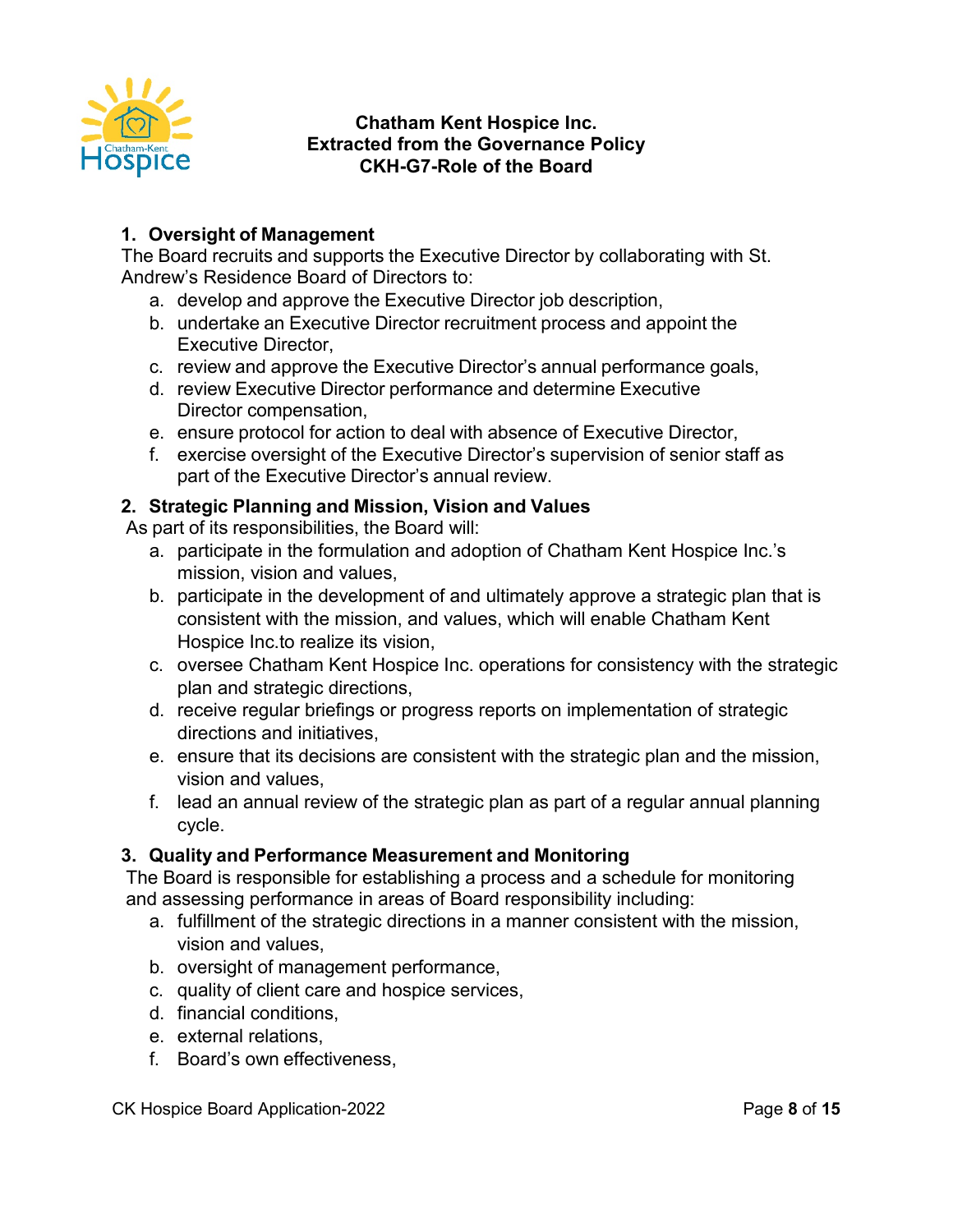**Chatham Kent Hospice Inc.**
**Extracted from the Governance Policy**
**CKH-G7-Role of the Board**

1. **Oversight of Management**

   The Board recruits and supports the Executive Director by collaborating with St. Andrew's Residence Board of Directors to:

   a. develop and approve the Executive Director job description,
   b. undertake an Executive Director recruitment process and appoint the Executive Director,
   c. review and approve the Executive Director's annual performance goals,
   d. review Executive Director performance and determine Executive Director compensation,
   e. ensure protocol for action to deal with absence of Executive Director,
   f. exercise oversight of the Executive Director's supervision of senior staff as part of the Executive Director's annual review.

2. **Strategic Planning and Mission, Vision and Values**

   As part of its responsibilities, the Board will:

   a. participate in the formulation and adoption of Chatham Kent Hospice Inc.'s mission, vision and values,
   b. participate in the development of and ultimately approve a strategic plan that is consistent with the mission, and values, which will enable Chatham Kent Hospice Inc.to realize its vision,
   c. oversee Chatham Kent Hospice Inc. operations for consistency with the strategic plan and strategic directions,
   d. receive regular briefings or progress reports on implementation of strategic directions and initiatives,
   e. ensure that its decisions are consistent with the strategic plan and the mission, vision and values,
   f. lead an annual review of the strategic plan as part of a regular annual planning cycle.

3. **Quality and Performance Measurement and Monitoring**

   The Board is responsible for establishing a process and a schedule for monitoring and assessing performance in areas of Board responsibility including:

   a. fulfillment of the strategic directions in a manner consistent with the mission, vision and values,
   b. oversight of management performance,
   c. quality of client care and hospice services,
   d. financial conditions,
   e. external relations,
   f. Board's own effectiveness,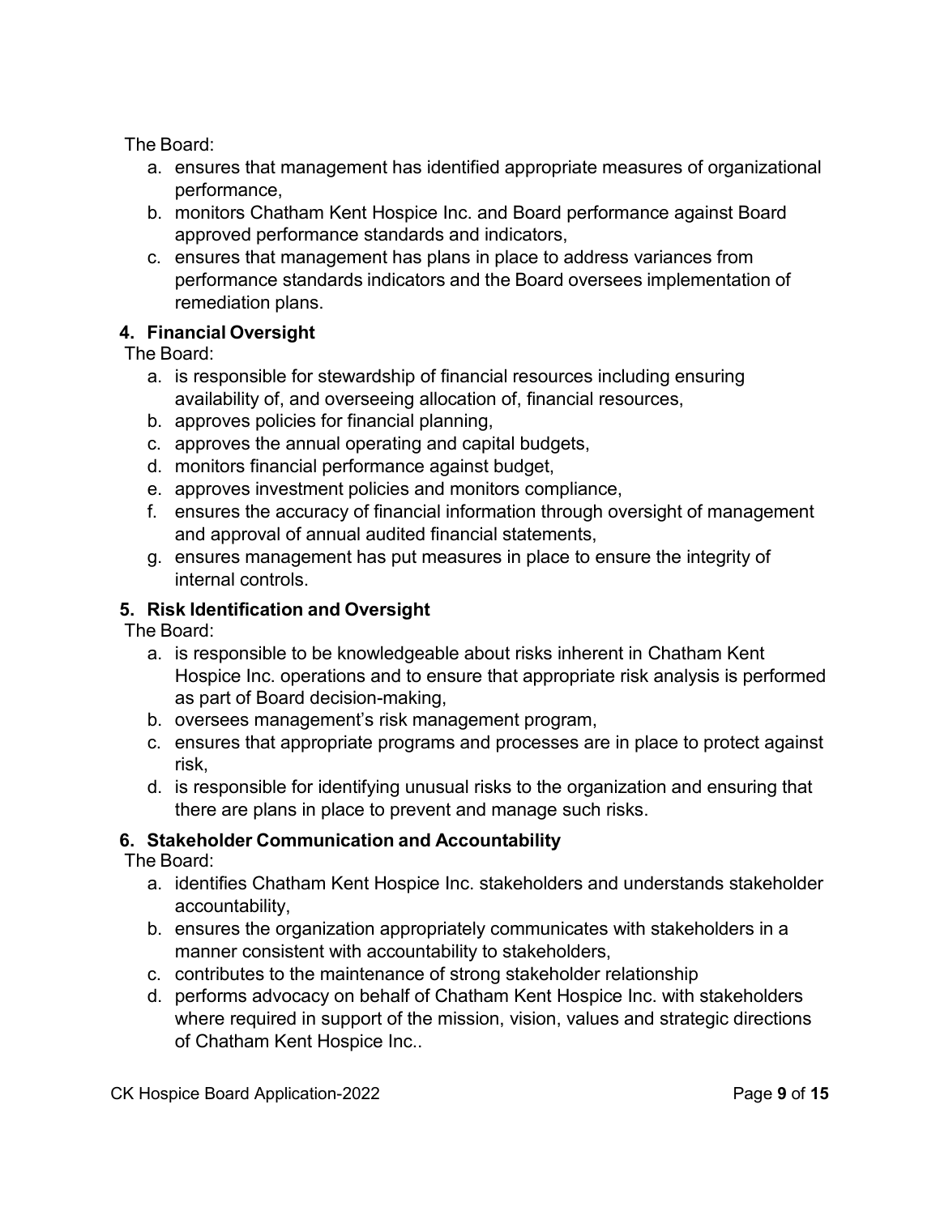The Board:

a. ensures that management has identified appropriate measures of organizational performance,
b. monitors Chatham Kent Hospice Inc. and Board performance against Board approved performance standards and indicators,
c. ensures that management has plans in place to address variances from performance standards indicators and the Board oversees implementation of remediation plans.

**4. Financial Oversight**

The Board:

a. is responsible for stewardship of financial resources including ensuring availability of, and overseeing allocation of, financial resources,
b. approves policies for financial planning,
c. approves the annual operating and capital budgets,
d. monitors financial performance against budget,
e. approves investment policies and monitors compliance,
f. ensures the accuracy of financial information through oversight of management and approval of annual audited financial statements,
g. ensures management has put measures in place to ensure the integrity of internal controls.

**5. Risk Identification and Oversight**

The Board:

a. is responsible to be knowledgeable about risks inherent in Chatham Kent Hospice Inc. operations and to ensure that appropriate risk analysis is performed as part of Board decision-making,
b. oversees management's risk management program,
c. ensures that appropriate programs and processes are in place to protect against risk,
d. is responsible for identifying unusual risks to the organization and ensuring that there are plans in place to prevent and manage such risks.

**6. Stakeholder Communication and Accountability**

The Board:

a. identifies Chatham Kent Hospice Inc. stakeholders and understands stakeholder accountability,
b. ensures the organization appropriately communicates with stakeholders in a manner consistent with accountability to stakeholders,
c. contributes to the maintenance of strong stakeholder relationship
d. performs advocacy on behalf of Chatham Kent Hospice Inc. with stakeholders where required in support of the mission, vision, values and strategic directions of Chatham Kent Hospice Inc..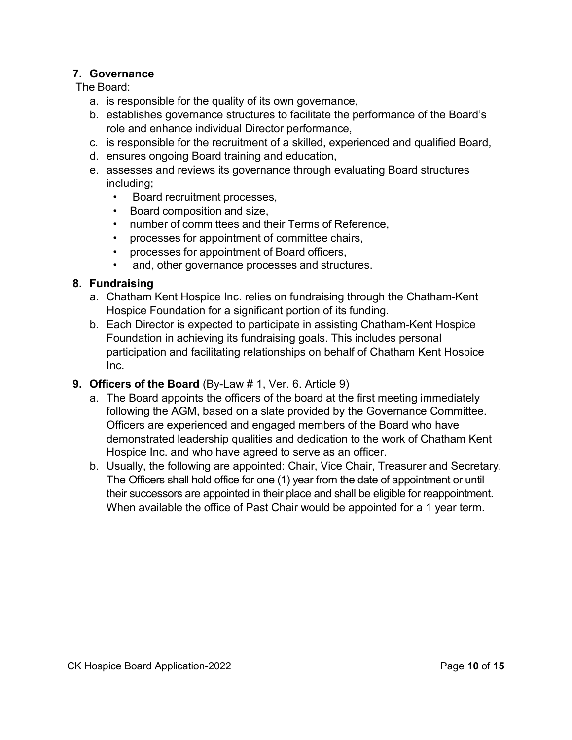## 7. Governance

The Board:

a. is responsible for the quality of its own governance,
b. establishes governance structures to facilitate the performance of the Board's role and enhance individual Director performance,
c. is responsible for the recruitment of a skilled, experienced and qualified Board,
d. ensures ongoing Board training and education,
e. assesses and reviews its governance through evaluating Board structures including;
   - Board recruitment processes,
   - Board composition and size,
   - number of committees and their Terms of Reference,
   - processes for appointment of committee chairs,
   - processes for appointment of Board officers,
   - and, other governance processes and structures.

## 8. Fundraising

a. Chatham Kent Hospice Inc. relies on fundraising through the Chatham-Kent Hospice Foundation for a significant portion of its funding.
b. Each Director is expected to participate in assisting Chatham-Kent Hospice Foundation in achieving its fundraising goals. This includes personal participation and facilitating relationships on behalf of Chatham Kent Hospice Inc.

## 9. Officers of the Board (By-Law # 1, Ver. 6. Article 9)

a. The Board appoints the officers of the board at the first meeting immediately following the AGM, based on a slate provided by the Governance Committee. Officers are experienced and engaged members of the Board who have demonstrated leadership qualities and dedication to the work of Chatham Kent Hospice Inc. and who have agreed to serve as an officer.
b. Usually, the following are appointed: Chair, Vice Chair, Treasurer and Secretary. The Officers shall hold office for one (1) year from the date of appointment or until their successors are appointed in their place and shall be eligible for reappointment. When available the office of Past Chair would be appointed for a 1 year term.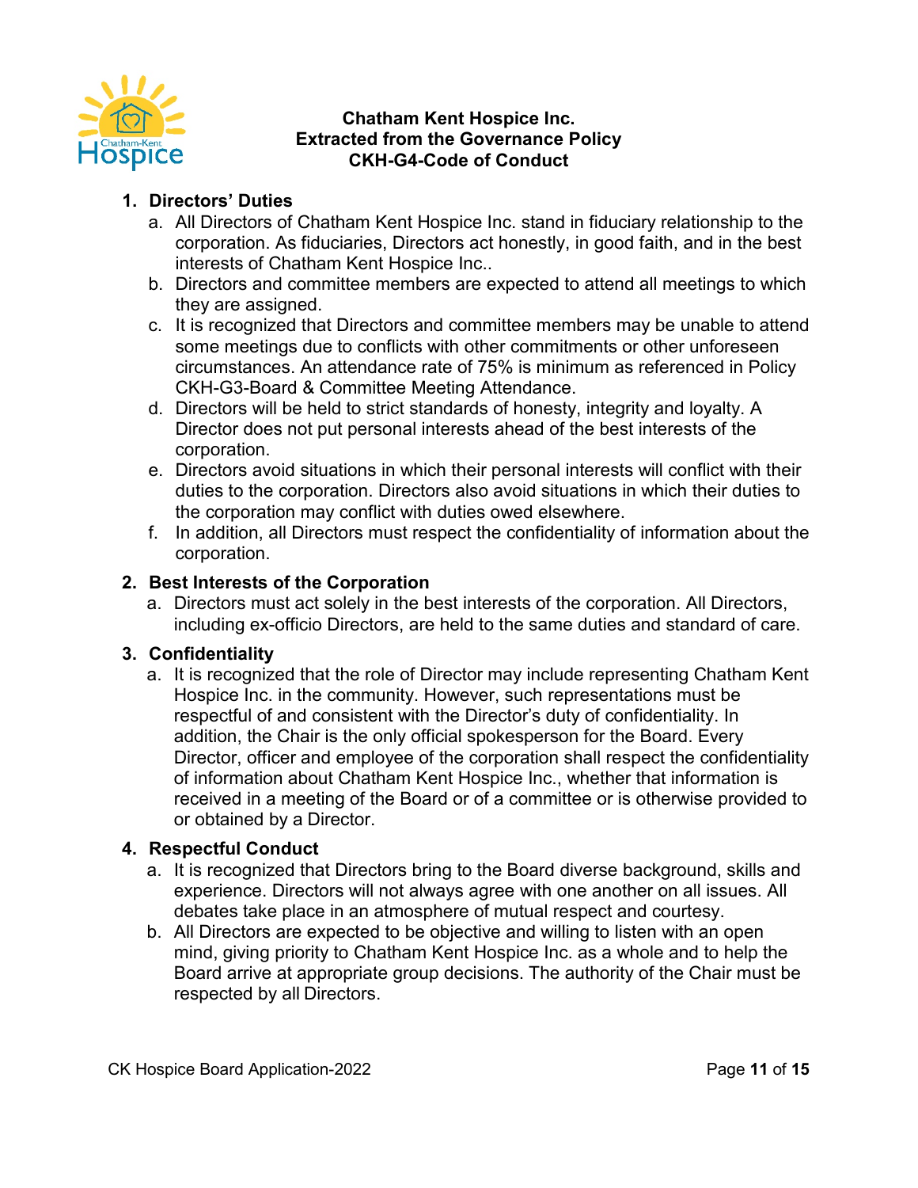**Chatham Kent Hospice Inc.**
**Extracted from the Governance Policy**
**CKH-G4-Code of Conduct**

1. **Directors' Duties**
   a. All Directors of Chatham Kent Hospice Inc. stand in fiduciary relationship to the corporation. As fiduciaries, Directors act honestly, in good faith, and in the best interests of Chatham Kent Hospice Inc..
   b. Directors and committee members are expected to attend all meetings to which they are assigned.
   c. It is recognized that Directors and committee members may be unable to attend some meetings due to conflicts with other commitments or other unforeseen circumstances. An attendance rate of 75% is minimum as referenced in Policy CKH-G3-Board & Committee Meeting Attendance.
   d. Directors will be held to strict standards of honesty, integrity and loyalty. A Director does not put personal interests ahead of the best interests of the corporation.
   e. Directors avoid situations in which their personal interests will conflict with their duties to the corporation. Directors also avoid situations in which their duties to the corporation may conflict with duties owed elsewhere.
   f. In addition, all Directors must respect the confidentiality of information about the corporation.

2. **Best Interests of the Corporation**
   a. Directors must act solely in the best interests of the corporation. All Directors, including ex-officio Directors, are held to the same duties and standard of care.

3. **Confidentiality**
   a. It is recognized that the role of Director may include representing Chatham Kent Hospice Inc. in the community. However, such representations must be respectful of and consistent with the Director's duty of confidentiality. In addition, the Chair is the only official spokesperson for the Board. Every Director, officer and employee of the corporation shall respect the confidentiality of information about Chatham Kent Hospice Inc., whether that information is received in a meeting of the Board or of a committee or is otherwise provided to or obtained by a Director.

4. **Respectful Conduct**
   a. It is recognized that Directors bring to the Board diverse background, skills and experience. Directors will not always agree with one another on all issues. All debates take place in an atmosphere of mutual respect and courtesy.
   b. All Directors are expected to be objective and willing to listen with an open mind, giving priority to Chatham Kent Hospice Inc. as a whole and to help the Board arrive at appropriate group decisions. The authority of the Chair must be respected by all Directors.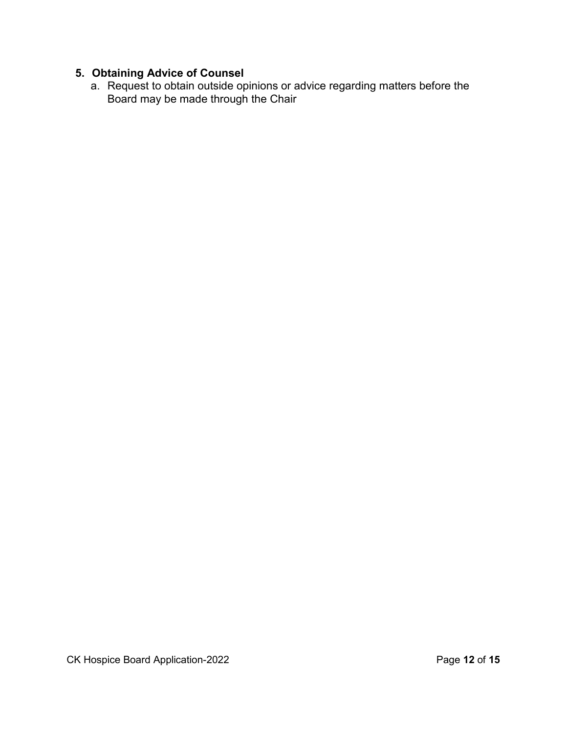5. **Obtaining Advice of Counsel**
    a. Request to obtain outside opinions or advice regarding matters before the Board may be made through the Chair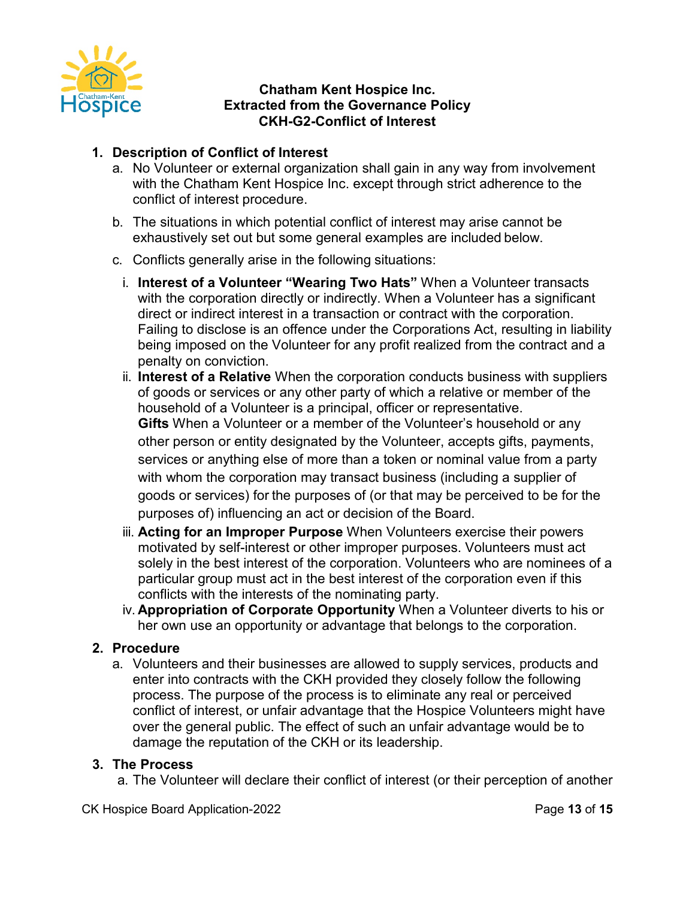**Chatham Kent Hospice Inc.**
**Extracted from the Governance Policy**
**CKH-G2-Conflict of Interest**

1. **Description of Conflict of Interest**
   a. No Volunteer or external organization shall gain in any way from involvement with the Chatham Kent Hospice Inc. except through strict adherence to the conflict of interest procedure.

   b. The situations in which potential conflict of interest may arise cannot be exhaustively set out but some general examples are included below.

   c. Conflicts generally arise in the following situations:

      i. **Interest of a Volunteer "Wearing Two Hats"** When a Volunteer transacts with the corporation directly or indirectly. When a Volunteer has a significant direct or indirect interest in a transaction or contract with the corporation. Failing to disclose is an offence under the Corporations Act, resulting in liability being imposed on the Volunteer for any profit realized from the contract and a penalty on conviction.

      ii. **Interest of a Relative** When the corporation conducts business with suppliers of goods or services or any other party of which a relative or member of the household of a Volunteer is a principal, officer or representative.
      **Gifts** When a Volunteer or a member of the Volunteer's household or any other person or entity designated by the Volunteer, accepts gifts, payments, services or anything else of more than a token or nominal value from a party with whom the corporation may transact business (including a supplier of goods or services) for the purposes of (or that may be perceived to be for the purposes of) influencing an act or decision of the Board.

      iii. **Acting for an Improper Purpose** When Volunteers exercise their powers motivated by self-interest or other improper purposes. Volunteers must act solely in the best interest of the corporation. Volunteers who are nominees of a particular group must act in the best interest of the corporation even if this conflicts with the interests of the nominating party.

      iv. **Appropriation of Corporate Opportunity** When a Volunteer diverts to his or her own use an opportunity or advantage that belongs to the corporation.

2. **Procedure**
   a. Volunteers and their businesses are allowed to supply services, products and enter into contracts with the CKH provided they closely follow the following process. The purpose of the process is to eliminate any real or perceived conflict of interest, or unfair advantage that the Hospice Volunteers might have over the general public. The effect of such an unfair advantage would be to damage the reputation of the CKH or its leadership.

3. **The Process**
   a. The Volunteer will declare their conflict of interest (or their perception of another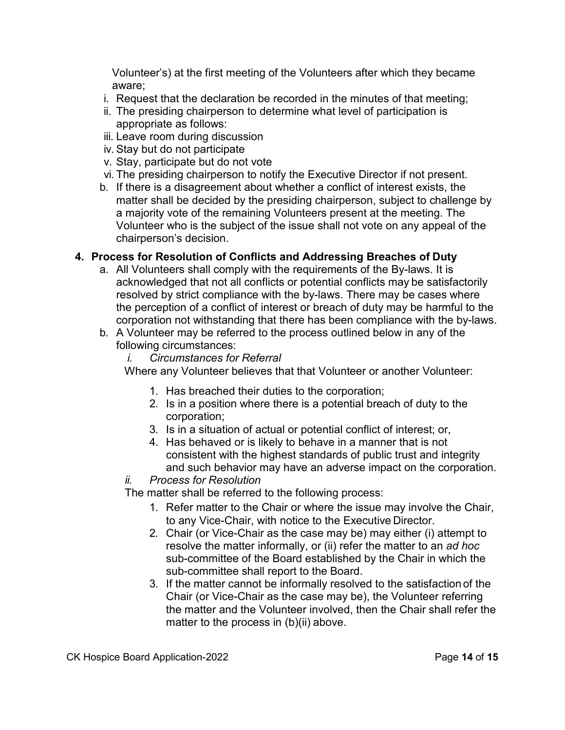Volunteer's) at the first meeting of the Volunteers after which they became aware;

i. Request that the declaration be recorded in the minutes of that meeting;
ii. The presiding chairperson to determine what level of participation is appropriate as follows:
iii. Leave room during discussion
iv. Stay but do not participate
v. Stay, participate but do not vote
vi. The presiding chairperson to notify the Executive Director if not present.

b. If there is a disagreement about whether a conflict of interest exists, the matter shall be decided by the presiding chairperson, subject to challenge by a majority vote of the remaining Volunteers present at the meeting. The Volunteer who is the subject of the issue shall not vote on any appeal of the chairperson's decision.

**4. Process for Resolution of Conflicts and Addressing Breaches of Duty**

a. All Volunteers shall comply with the requirements of the By-laws. It is acknowledged that not all conflicts or potential conflicts may be satisfactorily resolved by strict compliance with the by-laws. There may be cases where the perception of a conflict of interest or breach of duty may be harmful to the corporation not withstanding that there has been compliance with the by-laws.

b. A Volunteer may be referred to the process outlined below in any of the following circumstances:

*i. Circumstances for Referral*

Where any Volunteer believes that that Volunteer or another Volunteer:

1. Has breached their duties to the corporation;
2. Is in a position where there is a potential breach of duty to the corporation;
3. Is in a situation of actual or potential conflict of interest; or,
4. Has behaved or is likely to behave in a manner that is not consistent with the highest standards of public trust and integrity and such behavior may have an adverse impact on the corporation.

*ii. Process for Resolution*

The matter shall be referred to the following process:

1. Refer matter to the Chair or where the issue may involve the Chair, to any Vice-Chair, with notice to the Executive Director.
2. Chair (or Vice-Chair as the case may be) may either (i) attempt to resolve the matter informally, or (ii) refer the matter to an *ad hoc* sub-committee of the Board established by the Chair in which the sub-committee shall report to the Board.
3. If the matter cannot be informally resolved to the satisfaction of the Chair (or Vice-Chair as the case may be), the Volunteer referring the matter and the Volunteer involved, then the Chair shall refer the matter to the process in (b)(ii) above.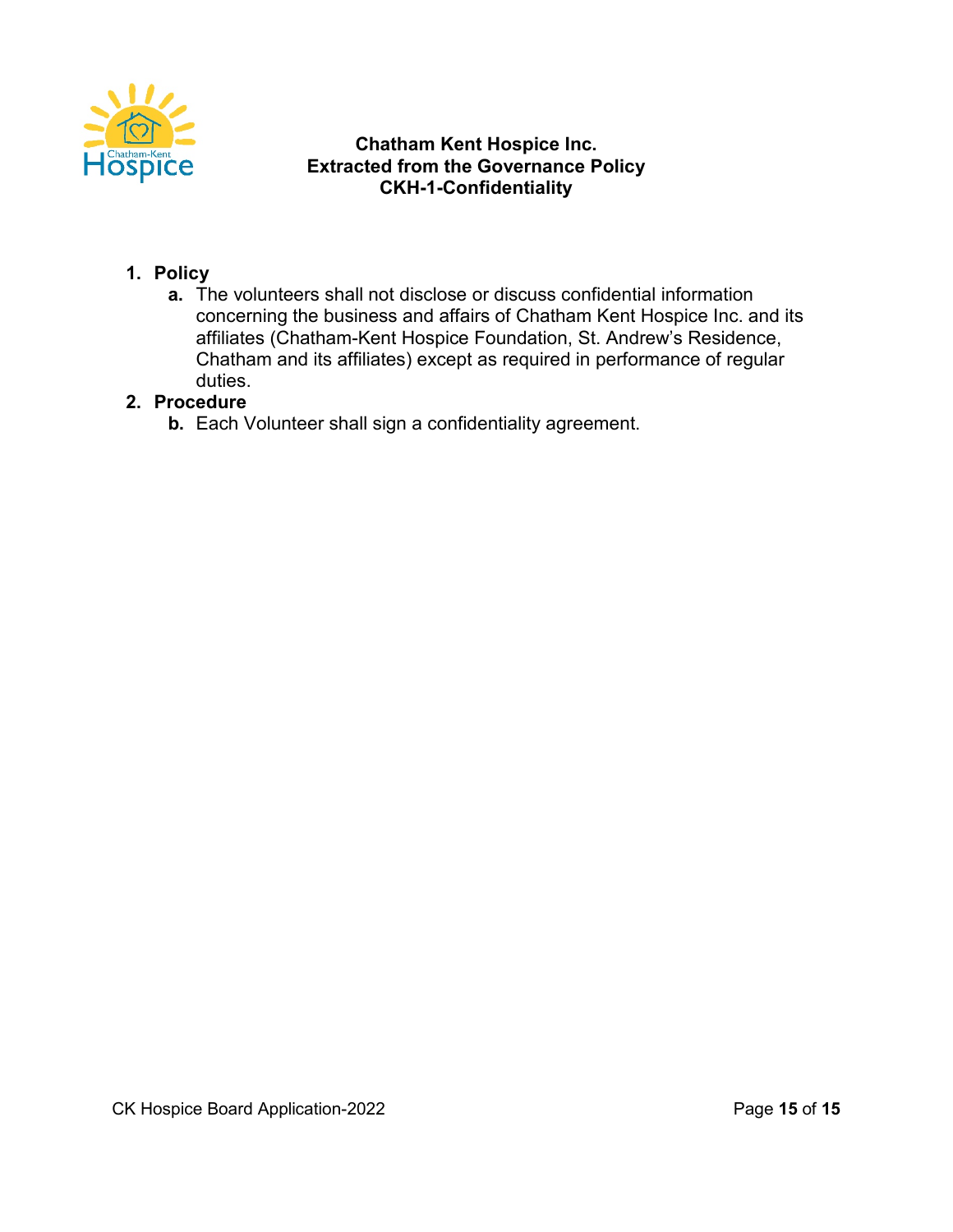**Chatham Kent Hospice Inc.**
**Extracted from the Governance Policy**
**CKH-1-Confidentiality**

1. **Policy**
   - **a.** The volunteers shall not disclose or discuss confidential information concerning the business and affairs of Chatham Kent Hospice Inc. and its affiliates (Chatham-Kent Hospice Foundation, St. Andrew's Residence, Chatham and its affiliates) except as required in performance of regular duties.
2. **Procedure**
   - **b.** Each Volunteer shall sign a confidentiality agreement.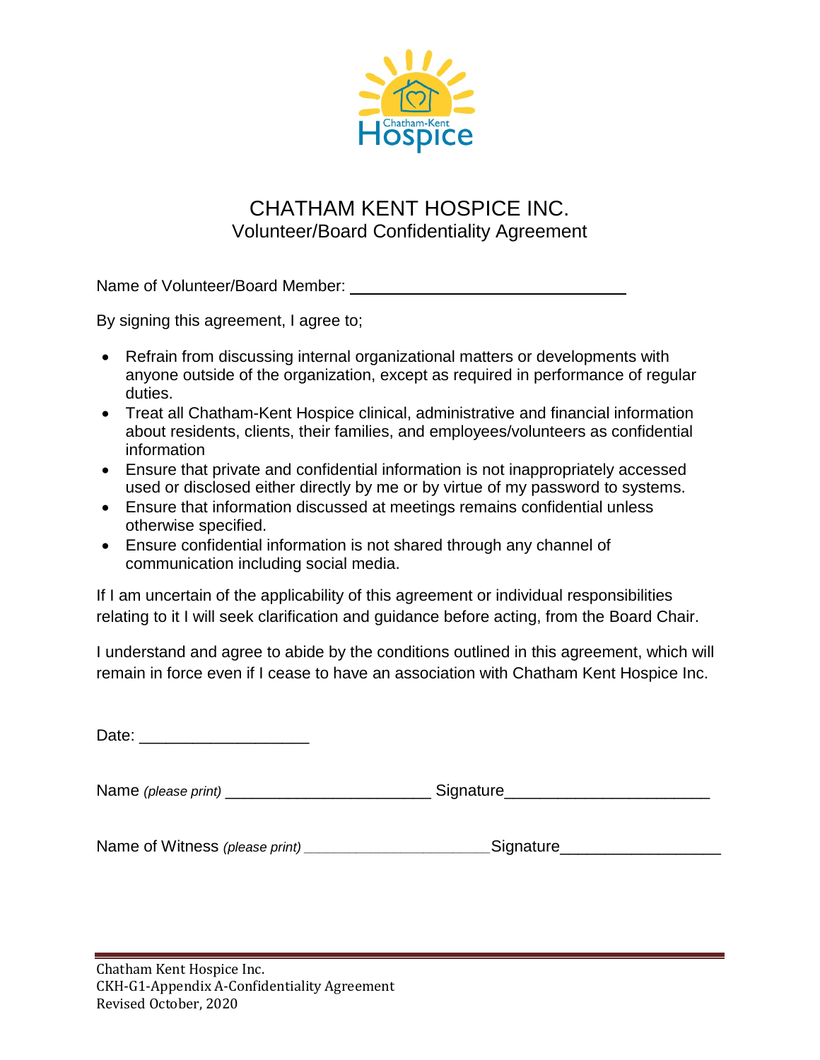# CHATHAM KENT HOSPICE INC.

## Volunteer/Board Confidentiality Agreement

Name of Volunteer/Board Member: ______________________________

By signing this agreement, I agree to;

- Refrain from discussing internal organizational matters or developments with anyone outside of the organization, except as required in performance of regular duties.
- Treat all Chatham-Kent Hospice clinical, administrative and financial information about residents, clients, their families, and employees/volunteers as confidential information
- Ensure that private and confidential information is not inappropriately accessed used or disclosed either directly by me or by virtue of my password to systems.
- Ensure that information discussed at meetings remains confidential unless otherwise specified.
- Ensure confidential information is not shared through any channel of communication including social media.

If I am uncertain of the applicability of this agreement or individual responsibilities relating to it I will seek clarification and guidance before acting, from the Board Chair.

I understand and agree to abide by the conditions outlined in this agreement, which will remain in force even if I cease to have an association with Chatham Kent Hospice Inc.

Date: ___________________

Name *(please print)* ______________________ Signature______________________

Name of Witness *(please print)* _____________________ Signature_________________

Chatham Kent Hospice Inc.
CKH-G1-Appendix A-Confidentiality Agreement
Revised October, 2020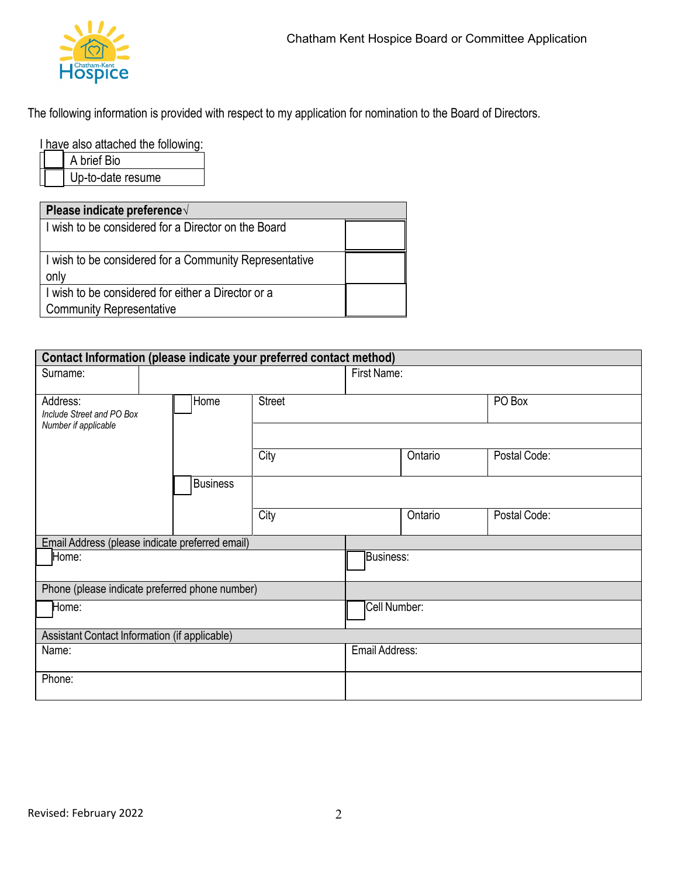Chatham Kent Hospice Board or Committee Application

The following information is provided with respect to my application for nomination to the Board of Directors.

I have also attached the following:

| ☐ | A brief Bio |
|---|---|
| ☐ | Up-to-date resume |

| **Please indicate preference√** | |
|---|---|
| I wish to be considered for a Director on the Board | |
| I wish to be considered for a Community Representative only | |
| I wish to be considered for either a Director or a Community Representative | |

| **Contact Information (please indicate your preferred contact method)** | | | | | |
|---|---|---|---|---|---|
| Surname: | | | First Name: | | |
| Address: *Include Street and PO Box Number if applicable* | ☐ Home | Street | | | PO Box |
| | | | | | |
| | | City | | Ontario | Postal Code: |
| | ☐ Business | | | | |
| | | City | | Ontario | Postal Code: |
| Email Address (please indicate preferred email) | | | | | |
| ☐ Home: | | | ☐ Business: | | |
| Phone (please indicate preferred phone number) | | | | | |
| ☐ Home: | | | ☐ Cell Number: | | |
| Assistant Contact Information (if applicable) | | | | | |
| Name: | | | Email Address: | | |
| Phone: | | | | | |

Revised: February 2022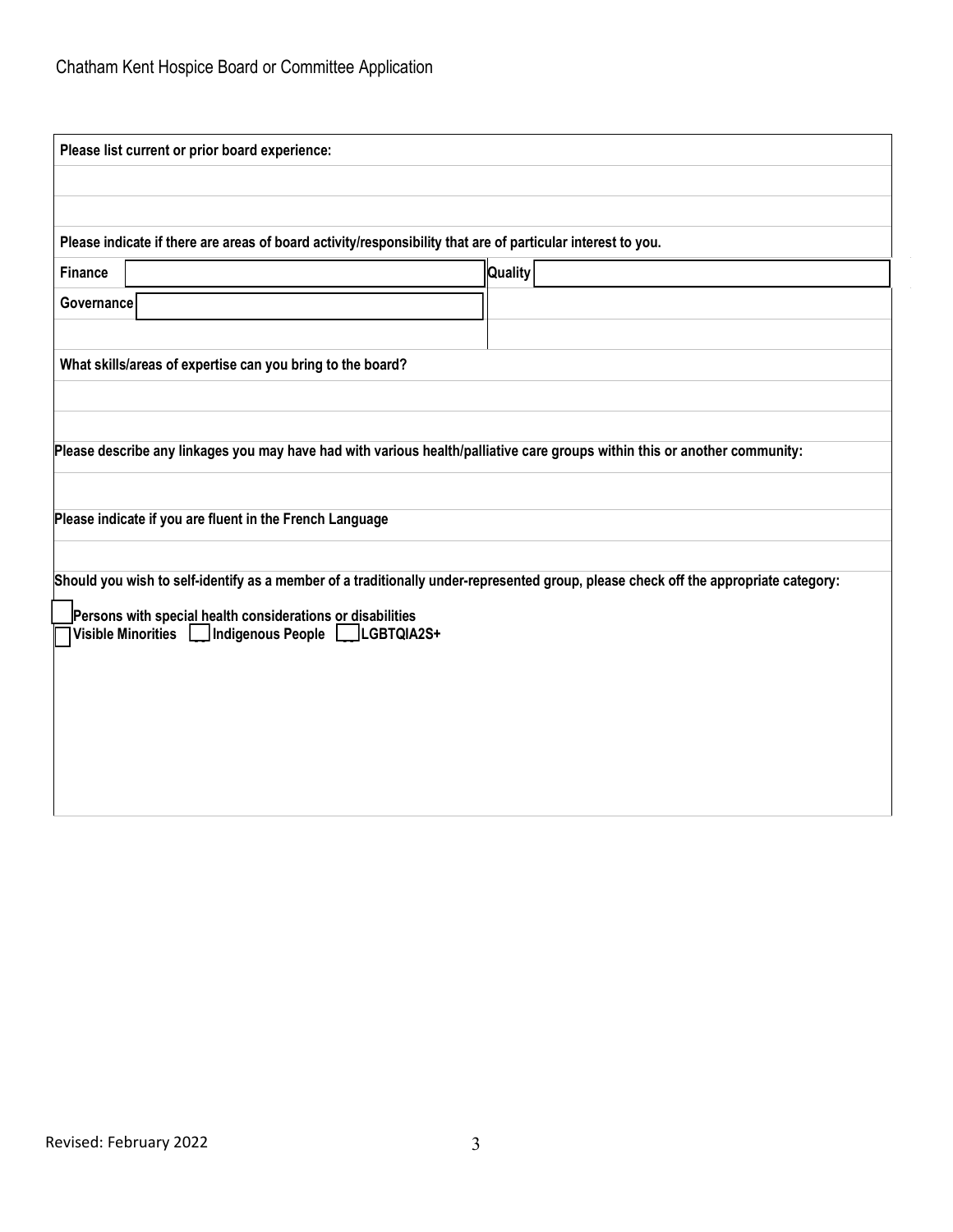Chatham Kent Hospice Board or Committee Application

**Please list current or prior board experience:**

**Please indicate if there are areas of board activity/responsibility that are of particular interest to you.**

| **Finance** | | **Quality** | |
|---|---|---|---|
| **Governance** | | | |

**What skills/areas of expertise can you bring to the board?**

**Please describe any linkages you may have had with various health/palliative care groups within this or another community:**

**Please indicate if you are fluent in the French Language**

**Should you wish to self-identify as a member of a traditionally under-represented group, please check off the appropriate category:**

☐ **Persons with special health considerations or disabilities**
☐ **Visible Minorities** ☐ **Indigenous People** ☐ **LGBTQIA2S+**

Revised: February 2022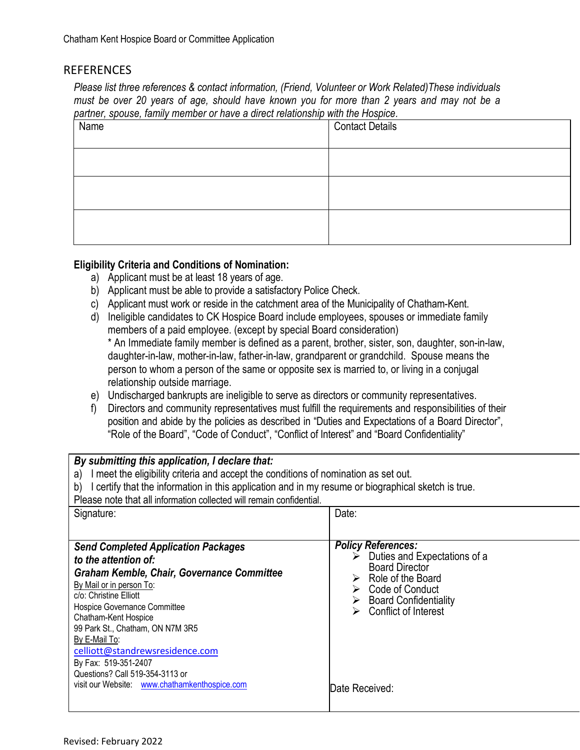## REFERENCES

*Please list three references & contact information, (Friend, Volunteer or Work Related)These individuals must be over 20 years of age, should have known you for more than 2 years and may not be a partner, spouse, family member or have a direct relationship with the Hospice.*

| Name | Contact Details |
|---|---|
| | |
| | |
| | |

**Eligibility Criteria and Conditions of Nomination:**

a) Applicant must be at least 18 years of age.
b) Applicant must be able to provide a satisfactory Police Check.
c) Applicant must work or reside in the catchment area of the Municipality of Chatham-Kent.
d) Ineligible candidates to CK Hospice Board include employees, spouses or immediate family members of a paid employee. (except by special Board consideration)
\* An Immediate family member is defined as a parent, brother, sister, son, daughter, son-in-law, daughter-in-law, mother-in-law, father-in-law, grandparent or grandchild. Spouse means the person to whom a person of the same or opposite sex is married to, or living in a conjugal relationship outside marriage.
e) Undischarged bankrupts are ineligible to serve as directors or community representatives.
f) Directors and community representatives must fulfill the requirements and responsibilities of their position and abide by the policies as described in "Duties and Expectations of a Board Director", "Role of the Board", "Code of Conduct", "Conflict of Interest" and "Board Confidentiality"

***By submitting this application, I declare that:***

a) I meet the eligibility criteria and accept the conditions of nomination as set out.
b) I certify that the information in this application and in my resume or biographical sketch is true.

Please note that all information collected will remain confidential.

| Signature: | Date: |
|---|---|
| ***Send Completed Application Packages to the attention of:***<br>***Graham Kemble, Chair, Governance Committee***<br>By Mail or in person To:<br>c/o: Christine Elliott<br>Hospice Governance Committee<br>Chatham-Kent Hospice<br>99 Park St., Chatham, ON N7M 3R5<br>By E-Mail To:<br>celliott@standrewsresidence.com<br>By Fax: 519-351-2407<br>Questions? Call 519-354-3113 or<br>visit our Website: www.chathamkenthospice.com | ***Policy References:***<br>➢ Duties and Expectations of a Board Director<br>➢ Role of the Board<br>➢ Code of Conduct<br>➢ Board Confidentiality<br>➢ Conflict of Interest<br><br>Date Received: |

Revised: February 2022